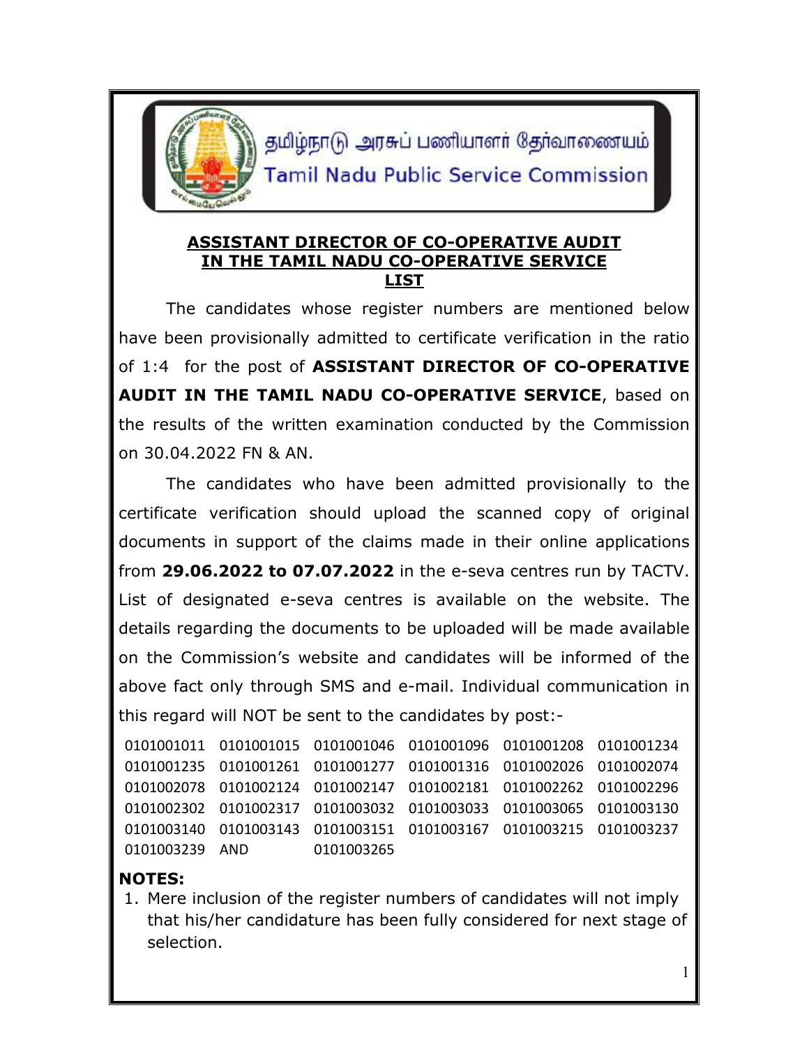தமிழ்நாடு அரசுப் பணியாளர் தேர்வாணையம்

Tamil Nadu Public Service Commission

## ASSISTANT DIRECTOR OF CO-OPERATIVE AUDIT IN THE TAMIL NADU CO-OPERATIVE SERVICE LIST

The candidates whose register numbers are mentioned below have been provisionally admitted to certificate verification in the ratio of 1:4 for the post of **ASSISTANT DIRECTOR OF CO-OPERATIVE AUDIT IN THE TAMIL NADU CO-OPERATIVE SERVICE**, based on the results of the written examination conducted by the Commission on 30.04.2022 FN & AN.

The candidates who have been admitted provisionally to the certificate verification should upload the scanned copy of original documents in support of the claims made in their online applications from **29.06.2022 to 07.07.2022** in the e-seva centres run by TACTV. List of designated e-seva centres is available on the website. The details regarding the documents to be uploaded will be made available on the Commission's website and candidates will be informed of the above fact only through SMS and e-mail. Individual communication in this regard will NOT be sent to the candidates by post:-

| | | | | | |
|---|---|---|---|---|---|
| 0101001011 | 0101001015 | 0101001046 | 0101001096 | 0101001208 | 0101001234 |
| 0101001235 | 0101001261 | 0101001277 | 0101001316 | 0101002026 | 0101002074 |
| 0101002078 | 0101002124 | 0101002147 | 0101002181 | 0101002262 | 0101002296 |
| 0101002302 | 0101002317 | 0101003032 | 0101003033 | 0101003065 | 0101003130 |
| 0101003140 | 0101003143 | 0101003151 | 0101003167 | 0101003215 | 0101003237 |
| 0101003239 | AND | 0101003265 | | | |

**NOTES:**

1. Mere inclusion of the register numbers of candidates will not imply that his/her candidature has been fully considered for next stage of selection.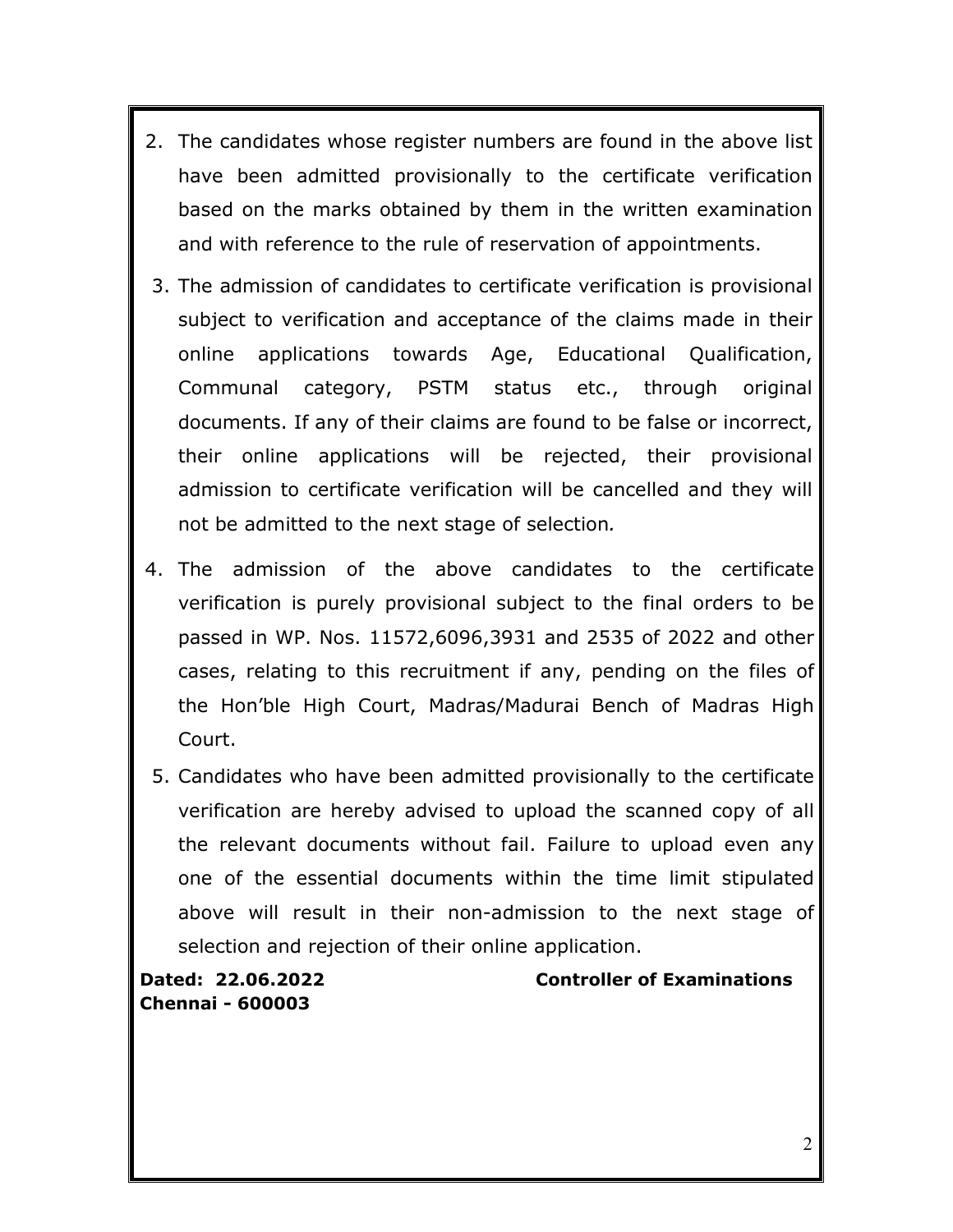2. The candidates whose register numbers are found in the above list have been admitted provisionally to the certificate verification based on the marks obtained by them in the written examination and with reference to the rule of reservation of appointments.
3. The admission of candidates to certificate verification is provisional subject to verification and acceptance of the claims made in their online applications towards Age, Educational Qualification, Communal category, PSTM status etc., through original documents. If any of their claims are found to be false or incorrect, their online applications will be rejected, their provisional admission to certificate verification will be cancelled and they will not be admitted to the next stage of selection*.*
4. The admission of the above candidates to the certificate verification is purely provisional subject to the final orders to be passed in WP. Nos. 11572,6096,3931 and 2535 of 2022 and other cases, relating to this recruitment if any, pending on the files of the Hon'ble High Court, Madras/Madurai Bench of Madras High Court.
5. Candidates who have been admitted provisionally to the certificate verification are hereby advised to upload the scanned copy of all the relevant documents without fail. Failure to upload even any one of the essential documents within the time limit stipulated above will result in their non-admission to the next stage of selection and rejection of their online application.

**Dated: 22.06.2022** **Controller of Examinations**
**Chennai - 600003**